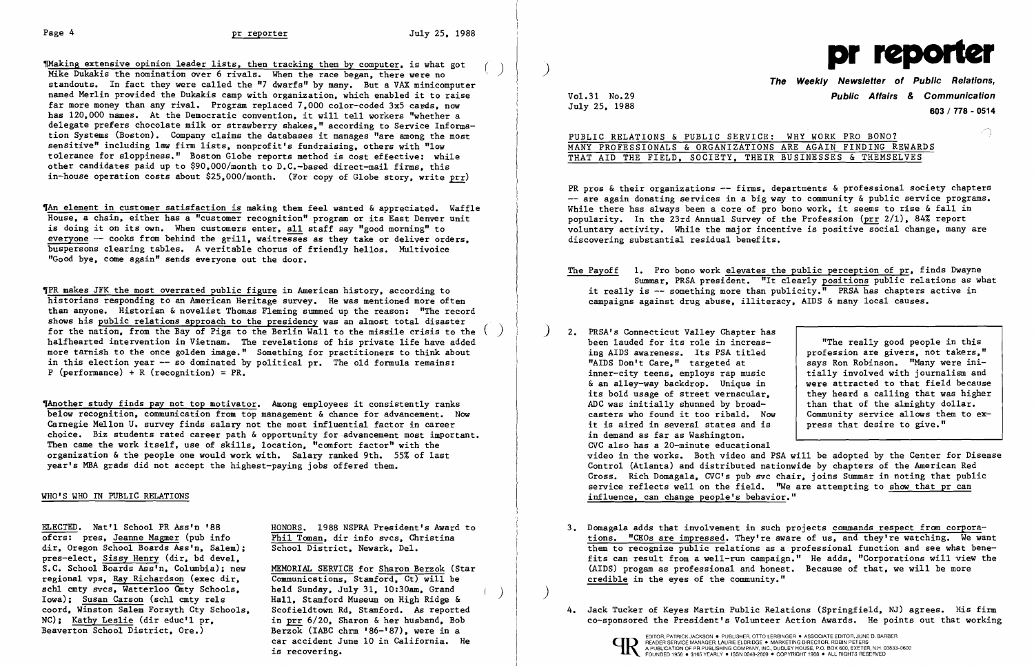¶Making extensive opinion leader lists, then tracking them by computer, is what got Mike Dukakis the nomination over 6 rivals. When the race began, there were no standouts. In fact they were called the "7 dwarfs" by many. But a VAX minicomputer named Merlin provided the Dukakis camp with organization, which enabled it to raise far more money than any rival. Program replaced 7,000 color-coded 3x5 cards, now has 120,000 names. At the Democratic convention, it will tell workers "whether a delegate prefers chocolate milk or strawberry shakes," according to Service Information Systems (Boston). Company claims the databases it manages "are among the most sensitive" including law firm lists, nonprofit's fundraising, others with "low tolerance for sloppiness." Boston Globe reports method is cost effective: while other candidates paid up to $90,000/month to D.C.-based direct-mail firms, this in-house operation costs about $25,000/month. (For copy of Globe story, write prr)

¶An element in customer satisfaction is making them feel wanted & appreciated. Waffle House, a chain, either has a "customer recognition" program or its East Denver unit is doing it on its own. When customers enter, all staff say "good morning" to everyone -- cooks from behind the grill, waitresses as they take or deliver orders, buspersons clearing tables. A veritable chorus of friendly hellos. Multivoice "Good bye, come again" sends everyone out the door.

¶PR makes JFK the most overrated public figure in American history, according to historians responding to an American Heritage survey. He was mentioned more often than anyone. Historian & novelist Thomas Fleming summed up the reason: "The record shows his public relations approach to the presidency was an almost total disaster for the nation, from the Bay of Pigs to the Berlin Wall to the missile crisis to the halfhearted intervention in Vietnam. The revelations of his private life have added more tarnish to the once golden image." Something for practitioners to think about in this election year -- so dominated by political pr. The old formula remains: P (performance) + R (recognition) = PR.

¶Another study finds pay not top motivator. Among employees it consistently ranks below recognition, communication from top management & chance for advancement. Now Carnegie Mellon U. survey finds salary not the most influential factor in career choice. Biz students rated career path & opportunity for advancement most important. Then came the work itself, use of skills, location, "comfort factor" with the organization & the people one would work with. Salary ranked 9th. 55% of last year's MBA grads did not accept the highest-paying jobs offered them.

## WHO'S WHO IN PUBLIC RELATIONS

ELECTED. Nat'l School PR Ass'n '88 ofcrs: pres, Jeanne Magmer (pub info dir, Oregon School Boards Ass'n, Salem); pres-elect, Sissy Henry (dir, bd devel, S.C. School Boards Ass'n, Columbia); new regional vps, Ray Richardson (exec dir, schl cmty svcs, Watterloo Cmty Schools, Iowa); Susan Carson (schl cmty rels coord, Winston Salem Forsyth Cty Schools, NC); Kathy Leslie (dir educ'l pr, Beaverton School District, Ore.)

HONORS. 1988 NSPRA President's Award to Phil Toman, dir info svcs, Christina School District, Newark, Del.

MEMORIAL SERVICE for Sharon Berzok (Star Communications, Stamford, Ct) will be held Sunday, July 31, 10:30am, Grand Hall, Stamford Museum on High Ridge & Scofieldtown Rd, Stamford. As reported in prr 6/20, Sharon & her husband, Bob Berzok (IABC chrm '86-'87), were in a car accident June 10 in California. He is recovering.

# pr reporter

**The Weekly Newsletter of Public Relations, Public Affairs & Communication**

Vol.31 No.29
July 25, 1988

603 / 778 - 0514

## PUBLIC RELATIONS & PUBLIC SERVICE: WHY WORK PRO BONO? MANY PROFESSIONALS & ORGANIZATIONS ARE AGAIN FINDING REWARDS THAT AID THE FIELD, SOCIETY, THEIR BUSINESSES & THEMSELVES

PR pros & their organizations -- firms, departments & professional society chapters -- are again donating services in a big way to community & public service programs. While there has always been a core of pro bono work, it seems to rise & fall in popularity. In the 23rd Annual Survey of the Profession (prr 2/1), 84% report voluntary activity. While the major incentive is positive social change, many are discovering substantial residual benefits.

The Payoff 1. Pro bono work elevates the public perception of pr, finds Dwayne Summar, PRSA president. "It clearly positions public relations as what it really is -- something more than publicity." PRSA has chapters active in campaigns against drug abuse, illiteracy, AIDS & many local causes.

2. PRSA's Connecticut Valley Chapter has been lauded for its role in increasing AIDS awareness. Its PSA titled "AIDS Don't Care," targeted at inner-city teens, employs rap music & an alley-way backdrop. Unique in its bold usage of street vernacular, ADC was initially shunned by broadcasters who found it too ribald. Now it is aired in several states and is in demand as far as Washington. CVC also has a 20-minute educational video in the works. Both video and PSA will be adopted by the Center for Disease Control (Atlanta) and distributed nationwide by chapters of the American Red Cross. Rich Domagala, CVC's pub svc chair, joins Summar in noting that public service reflects well on the field. "We are attempting to show that pr can influence, can change people's behavior."

> "The really good people in this profession are givers, not takers," says Ron Robinson. "Many were initially involved with journalism and were attracted to that field because they heard a calling that was higher than that of the almighty dollar. Community service allows them to express that desire to give."

3. Domagala adds that involvement in such projects commands respect from corporations. "CEOs are impressed. They're aware of us, and they're watching. We want them to recognize public relations as a professional function and see what benefits can result from a well-run campaign." He adds, "Corporations will view the (AIDS) progam as professional and honest. Because of that, we will be more credible in the eyes of the community."

4. Jack Tucker of Keyes Martin Public Relations (Springfield, NJ) agrees. His firm co-sponsored the President's Volunteer Action Awards. He points out that working

EDITOR, PATRICK JACKSON • PUBLISHER, OTTO LERBINGER • ASSOCIATE EDITOR, JUNE D. BARBER
READER SERVICE MANAGER, LAURIE ELDRIDGE • MARKETING DIRECTOR, ROBIN PETERS
A PUBLICATION OF PR PUBLISHING COMPANY, INC., DUDLEY HOUSE, P.O. BOX 600, EXETER, N.H. 03833-0600
FOUNDED 1958 • $165 YEARLY • ISSN 0048-2609 • COPYRIGHT 1988 • ALL RIGHTS RESERVED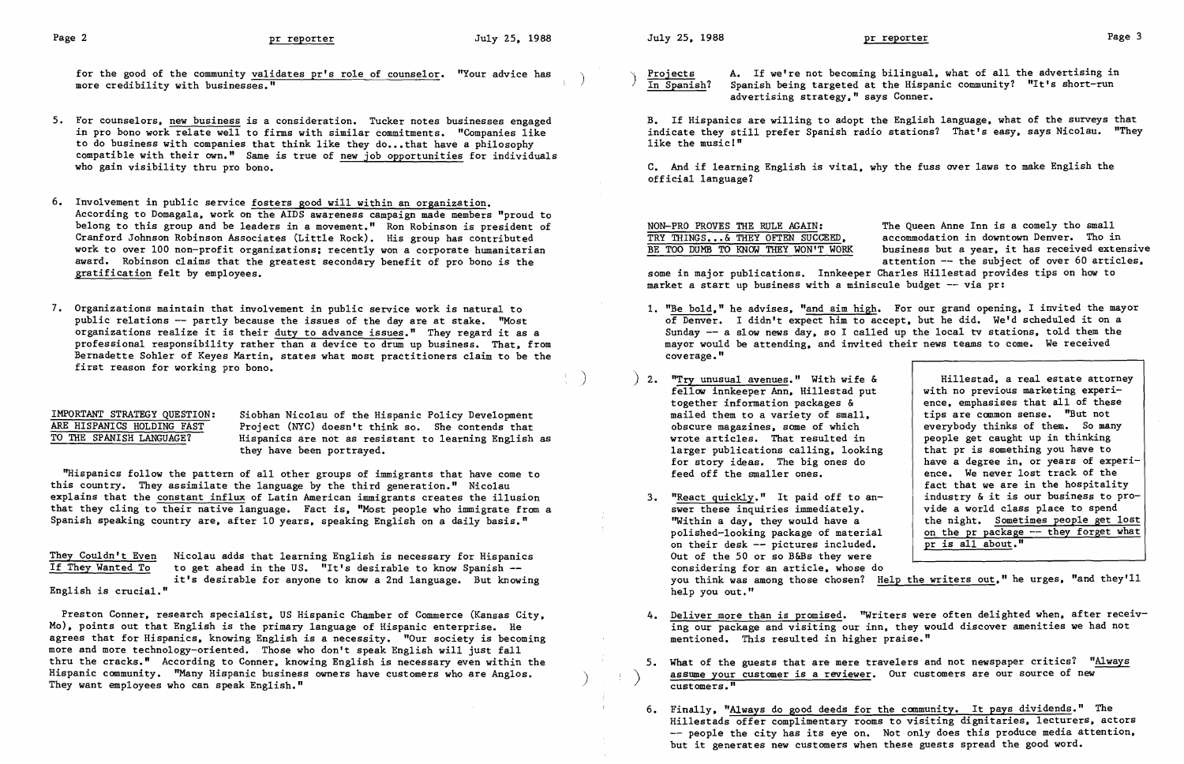for the good of the community validates pr's role of counselor. "Your advice has more credibility with businesses."

5. For counselors, new business is a consideration. Tucker notes businesses engaged in pro bono work relate well to firms with similar commitments. "Companies like to do business with companies that think like they do...that have a philosophy compatible with their own." Same is true of new job opportunities for individuals who gain visibility thru pro bono.

6. Involvement in public service fosters good will within an organization. According to Domagala, work on the AIDS awareness campaign made members "proud to belong to this group and be leaders in a movement." Ron Robinson is president of Cranford Johnson Robinson Associates (Little Rock). His group has contributed work to over 100 non-profit organizations; recently won a corporate humanitarian award. Robinson claims that the greatest secondary benefit of pro bono is the gratification felt by employees.

7. Organizations maintain that involvement in public service work is natural to public relations -- partly because the issues of the day are at stake. "Most organizations realize it is their duty to advance issues." They regard it as a professional responsibility rather than a device to drum up business. That, from Bernadette Sohler of Keyes Martin, states what most practitioners claim to be the first reason for working pro bono.

IMPORTANT STRATEGY QUESTION: ARE HISPANICS HOLDING FAST TO THE SPANISH LANGUAGE? Siobhan Nicolau of the Hispanic Policy Development Project (NYC) doesn't think so. She contends that Hispanics are not as resistant to learning English as they have been portrayed.

"Hispanics follow the pattern of all other groups of immigrants that have come to this country. They assimilate the language by the third generation." Nicolau explains that the constant influx of Latin American immigrants creates the illusion that they cling to their native language. Fact is, "Most people who immigrate from a Spanish speaking country are, after 10 years, speaking English on a daily basis."

They Couldn't Even If They Wanted To — Nicolau adds that learning English is necessary for Hispanics to get ahead in the US. "It's desirable to know Spanish -- it's desirable for anyone to know a 2nd language. But knowing English is crucial."

Preston Conner, research specialist, US Hispanic Chamber of Commerce (Kansas City, Mo), points out that English is the primary language of Hispanic enterprise. He agrees that for Hispanics, knowing English is a necessity. "Our society is becoming more and more technology-oriented. Those who don't speak English will just fall thru the cracks." According to Conner, knowing English is necessary even within the Hispanic community. "Many Hispanic business owners have customers who are Anglos. They want employees who can speak English."

Projects In Spanish? A. If we're not becoming bilingual, what of all the advertising in Spanish being targeted at the Hispanic community? "It's short-run advertising strategy," says Conner.

B. If Hispanics are willing to adopt the English language, what of the surveys that indicate they still prefer Spanish radio stations? That's easy, says Nicolau. "They like the music!"

C. And if learning English is vital, why the fuss over laws to make English the official language?

NON-PRO PROVES THE RULE AGAIN: TRY THINGS...& THEY OFTEN SUCCEED, BE TOO DUMB TO KNOW THEY WON'T WORK — The Queen Anne Inn is a comely tho small accommodation in downtown Denver. Tho in business but a year, it has received extensive attention -- the subject of over 60 articles, some in major publications. Innkeeper Charles Hillestad provides tips on how to market a start up business with a miniscule budget -- via pr:

1. "Be bold," he advises, "and aim high. For our grand opening, I invited the mayor of Denver. I didn't expect him to accept, but he did. We'd scheduled it on a Sunday -- a slow news day, so I called up the local tv stations, told them the mayor would be attending, and invited their news teams to come. We received coverage."

2. "Try unusual avenues." With wife & fellow innkeeper Ann, Hillestad put together information packages & mailed them to a variety of small, obscure magazines, some of which wrote articles. That resulted in larger publications calling, looking for story ideas. The big ones do feed off the smaller ones.

3. "React quickly." It paid off to answer these inquiries immediately. "Within a day, they would have a polished-looking package of material on their desk -- pictures included. Out of the 50 or so B&Bs they were considering for an article, whose do you think was among those chosen? Help the writers out," he urges, "and they'll help you out."

> Hillestad, a real estate attorney with no previous marketing experience, emphasises that all of these tips are common sense. "But not everybody thinks of them. So many people get caught up in thinking that pr is something you have to have a degree in, or years of experience. We never lost track of the fact that we are in the hospitality industry & it is our business to provide a world class place to spend the night. Sometimes people get lost on the pr package -- they forget what pr is all about."

4. Deliver more than is promised. "Writers were often delighted when, after receiving our package and visiting our inn, they would discover amenities we had not mentioned. This resulted in higher praise."

5. What of the guests that are mere travelers and not newspaper critics? "Always assume your customer is a reviewer. Our customers are our source of new customers."

6. Finally, "Always do good deeds for the community. It pays dividends." The Hillestads offer complimentary rooms to visiting dignitaries, lecturers, actors -- people the city has its eye on. Not only does this produce media attention, but it generates new customers when these guests spread the good word.